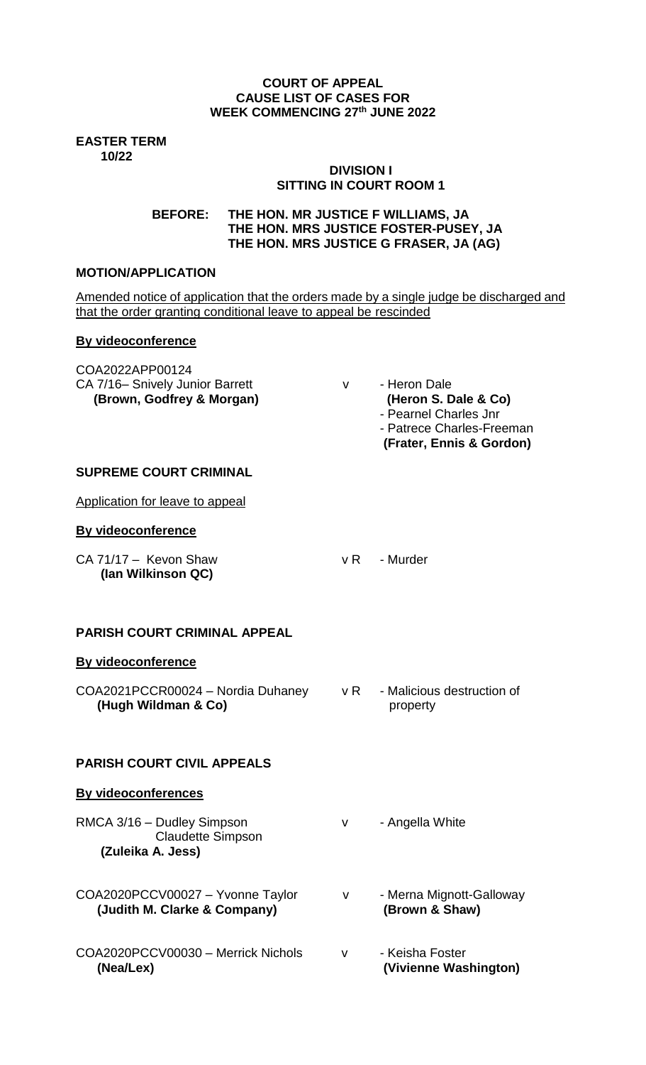**COURT OF APPEAL**
**CAUSE LIST OF CASES FOR**
**WEEK COMMENCING 27th JUNE 2022**

**EASTER TERM**
**10/22**

**DIVISION I**
**SITTING IN COURT ROOM 1**

**BEFORE: THE HON. MR JUSTICE F WILLIAMS, JA**
**THE HON. MRS JUSTICE FOSTER-PUSEY, JA**
**THE HON. MRS JUSTICE G FRASER, JA (AG)**

**MOTION/APPLICATION**

Amended notice of application that the orders made by a single judge be discharged and that the order granting conditional leave to appeal be rescinded

**By videoconference**

COA2022APP00124
CA 7/16– Snively Junior Barrett v - Heron Dale
**(Brown, Godfrey & Morgan)** **(Heron S. Dale & Co)**
- Pearnel Charles Jnr
- Patrece Charles-Freeman
**(Frater, Ennis & Gordon)**

**SUPREME COURT CRIMINAL**

Application for leave to appeal

**By videoconference**

CA 71/17 – Kevon Shaw v R - Murder
**(Ian Wilkinson QC)**

**PARISH COURT CRIMINAL APPEAL**

**By videoconference**

COA2021PCCR00024 – Nordia Duhaney v R - Malicious destruction of property
**(Hugh Wildman & Co)**

**PARISH COURT CIVIL APPEALS**

**By videoconferences**

RMCA 3/16 – Dudley Simpson v - Angella White
Claudette Simpson
**(Zuleika A. Jess)**

COA2020PCCV00027 – Yvonne Taylor v - Merna Mignott-Galloway
**(Judith M. Clarke & Company)** **(Brown & Shaw)**

COA2020PCCV00030 – Merrick Nichols v - Keisha Foster
**(Nea/Lex)** **(Vivienne Washington)**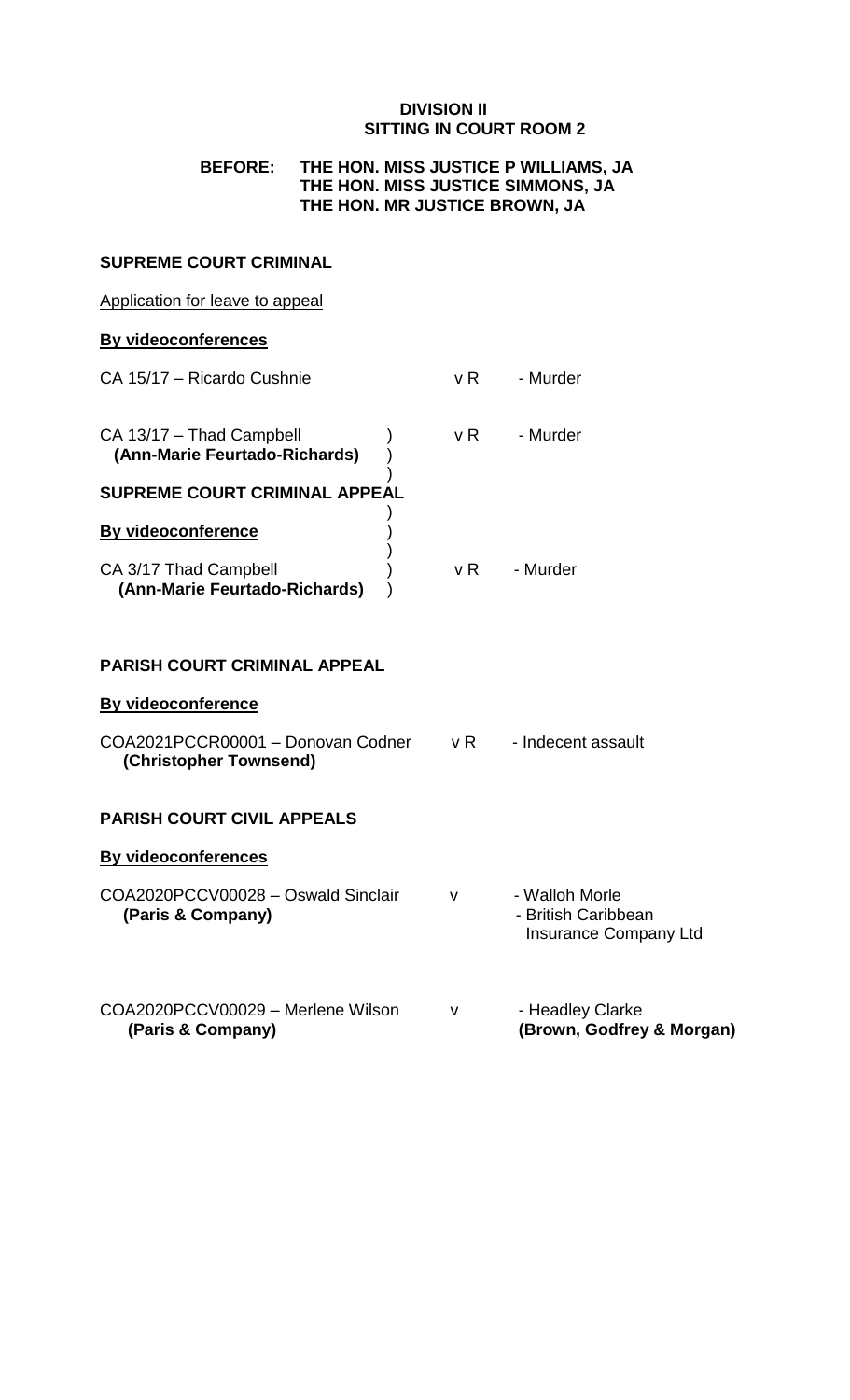**DIVISION II**
**SITTING IN COURT ROOM 2**

**BEFORE: THE HON. MISS JUSTICE P WILLIAMS, JA**
**THE HON. MISS JUSTICE SIMMONS, JA**
**THE HON. MR JUSTICE BROWN, JA**

**SUPREME COURT CRIMINAL**

<u>Application for leave to appeal</u>

**<u>By videoconferences</u>**

| | | | |
|---|---|---|---|
| CA 15/17 – Ricardo Cushnie | | v R | - Murder |
| CA 13/17 – Thad Campbell **(Ann-Marie Feurtado-Richards)** | ) | v R | - Murder |

**SUPREME COURT CRIMINAL APPEAL**

**<u>By videoconference</u>**

| | | | |
|---|---|---|---|
| CA 3/17 Thad Campbell **(Ann-Marie Feurtado-Richards)** | ) | v R | - Murder |

**PARISH COURT CRIMINAL APPEAL**

**<u>By videoconference</u>**

| | | |
|---|---|---|
| COA2021PCCR00001 – Donovan Codner **(Christopher Townsend)** | v R | - Indecent assault |

**PARISH COURT CIVIL APPEALS**

**<u>By videoconferences</u>**

| | | |
|---|---|---|
| COA2020PCCV00028 – Oswald Sinclair **(Paris & Company)** | v | - Walloh Morle<br>- British Caribbean Insurance Company Ltd |
| COA2020PCCV00029 – Merlene Wilson **(Paris & Company)** | v | - Headley Clarke **(Brown, Godfrey & Morgan)** |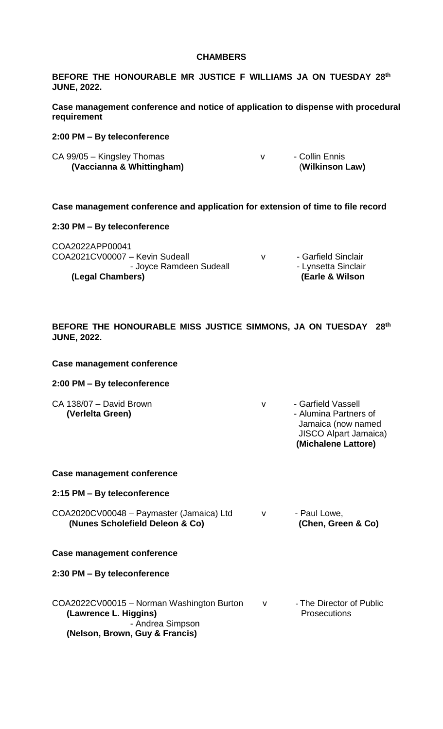**CHAMBERS**

**BEFORE THE HONOURABLE MR JUSTICE F WILLIAMS JA ON TUESDAY 28th JUNE, 2022.**

**Case management conference and notice of application to dispense with procedural requirement**

**2:00 PM – By teleconference**

| | | |
|---|---|---|
| CA 99/05 – Kingsley Thomas **(Vaccianna & Whittingham)** | v | - Collin Ennis (**Wilkinson Law)** |

**Case management conference and application for extension of time to file record**

**2:30 PM – By teleconference**

| | | |
|---|---|---|
| COA2022APP00041<br>COA2021CV00007 – Kevin Sudeall<br>- Joyce Ramdeen Sudeall<br>**(Legal Chambers)** | v | - Garfield Sinclair<br>- Lynsetta Sinclair<br>**(Earle & Wilson** |

**BEFORE THE HONOURABLE MISS JUSTICE SIMMONS, JA ON TUESDAY 28th JUNE, 2022.**

**Case management conference**

**2:00 PM – By teleconference**

| | | |
|---|---|---|
| CA 138/07 – David Brown<br>**(Verlelta Green)** | v | - Garfield Vassell<br>- Alumina Partners of Jamaica (now named JISCO Alpart Jamaica)<br>**(Michalene Lattore)** |

**Case management conference**

**2:15 PM – By teleconference**

| | | |
|---|---|---|
| COA2020CV00048 – Paymaster (Jamaica) Ltd<br>**(Nunes Scholefield Deleon & Co)** | v | - Paul Lowe,<br>**(Chen, Green & Co)** |

**Case management conference**

**2:30 PM – By teleconference**

| | | |
|---|---|---|
| COA2022CV00015 – Norman Washington Burton<br>**(Lawrence L. Higgins)**<br>- Andrea Simpson<br>**(Nelson, Brown, Guy & Francis)** | v | - The Director of Public Prosecutions |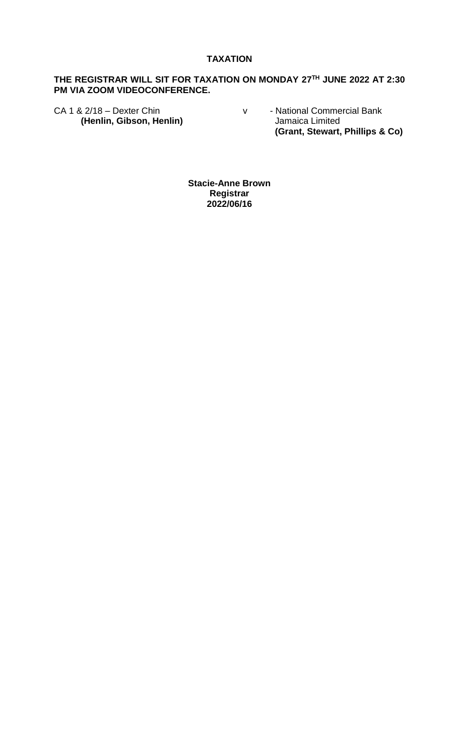# TAXATION

**THE REGISTRAR WILL SIT FOR TAXATION ON MONDAY 27TH JUNE 2022 AT 2:30 PM VIA ZOOM VIDEOCONFERENCE.**

| | | |
|---|---|---|
| CA 1 & 2/18 – Dexter Chin **(Henlin, Gibson, Henlin)** | v | - National Commercial Bank Jamaica Limited **(Grant, Stewart, Phillips & Co)** |

**Stacie-Anne Brown**
**Registrar**
**2022/06/16**